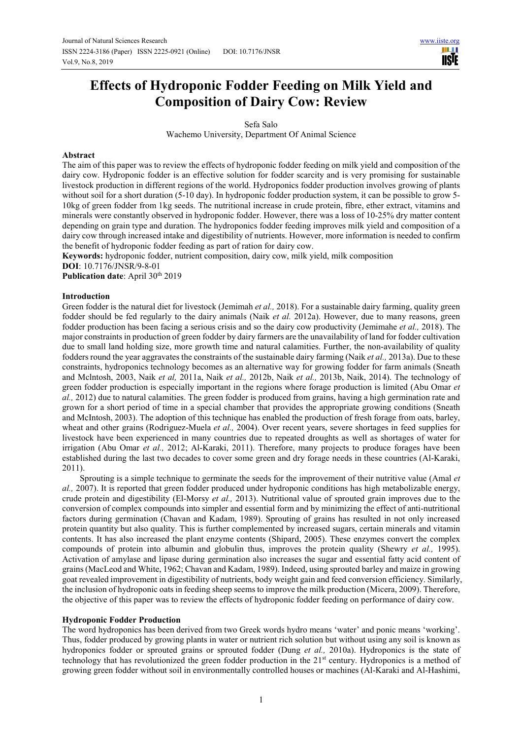# Effects of Hydroponic Fodder Feeding on Milk Yield and Composition of Dairy Cow: Review

Sefa Salo

Wachemo University, Department Of Animal Science

## Abstract

The aim of this paper was to review the effects of hydroponic fodder feeding on milk yield and composition of the dairy cow. Hydroponic fodder is an effective solution for fodder scarcity and is very promising for sustainable livestock production in different regions of the world. Hydroponics fodder production involves growing of plants without soil for a short duration (5-10 day). In hydroponic fodder production system, it can be possible to grow 5-10kg of green fodder from 1kg seeds. The nutritional increase in crude protein, fibre, ether extract, vitamins and minerals were constantly observed in hydroponic fodder. However, there was a loss of 10-25% dry matter content depending on grain type and duration. The hydroponics fodder feeding improves milk yield and composition of a dairy cow through increased intake and digestibility of nutrients. However, more information is needed to confirm the benefit of hydroponic fodder feeding as part of ration for dairy cow.

**Keywords:** hydroponic fodder, nutrient composition, dairy cow, milk yield, milk composition

**DOI**: 10.7176/JNSR/9-8-01

**Publication date**: April 30th 2019

## Introduction

Green fodder is the natural diet for livestock (Jemimah *et al.,* 2018). For a sustainable dairy farming, quality green fodder should be fed regularly to the dairy animals (Naik *et al.* 2012a). However, due to many reasons, green fodder production has been facing a serious crisis and so the dairy cow productivity (Jemimahe *et al.,* 2018). The major constraints in production of green fodder by dairy farmers are the unavailability of land for fodder cultivation due to small land holding size, more growth time and natural calamities. Further, the non-availability of quality fodders round the year aggravates the constraints of the sustainable dairy farming (Naik *et al.,* 2013a). Due to these constraints, hydroponics technology becomes as an alternative way for growing fodder for farm animals (Sneath and Mclntosh, 2003, Naik *et al,* 2011a, Naik *et al.,* 2012b, Naik *et al.,* 2013b, Naik, 2014). The technology of green fodder production is especially important in the regions where forage production is limited (Abu Omar *et al.,* 2012) due to natural calamities. The green fodder is produced from grains, having a high germination rate and grown for a short period of time in a special chamber that provides the appropriate growing conditions (Sneath and McIntosh, 2003). The adoption of this technique has enabled the production of fresh forage from oats, barley, wheat and other grains (Rodriguez-Muela *et al.,* 2004). Over recent years, severe shortages in feed supplies for livestock have been experienced in many countries due to repeated droughts as well as shortages of water for irrigation (Abu Omar *et al.,* 2012; Al-Karaki, 2011). Therefore, many projects to produce forages have been established during the last two decades to cover some green and dry forage needs in these countries (Al-Karaki, 2011).

Sprouting is a simple technique to germinate the seeds for the improvement of their nutritive value (Amal *et al.,* 2007). It is reported that green fodder produced under hydroponic conditions has high metabolizable energy, crude protein and digestibility (El-Morsy *et al.,* 2013). Nutritional value of sprouted grain improves due to the conversion of complex compounds into simpler and essential form and by minimizing the effect of anti-nutritional factors during germination (Chavan and Kadam, 1989). Sprouting of grains has resulted in not only increased protein quantity but also quality. This is further complemented by increased sugars, certain minerals and vitamin contents. It has also increased the plant enzyme contents (Shipard, 2005). These enzymes convert the complex compounds of protein into albumin and globulin thus, improves the protein quality (Shewry *et al.,* 1995). Activation of amylase and lipase during germination also increases the sugar and essential fatty acid content of grains (MacLeod and White, 1962; Chavan and Kadam, 1989). Indeed, using sprouted barley and maize in growing goat revealed improvement in digestibility of nutrients, body weight gain and feed conversion efficiency. Similarly, the inclusion of hydroponic oats in feeding sheep seems to improve the milk production (Micera, 2009). Therefore, the objective of this paper was to review the effects of hydroponic fodder feeding on performance of dairy cow.

## Hydroponic Fodder Production

The word hydroponics has been derived from two Greek words hydro means 'water' and ponic means 'working'. Thus, fodder produced by growing plants in water or nutrient rich solution but without using any soil is known as hydroponics fodder or sprouted grains or sprouted fodder (Dung *et al.,* 2010a). Hydroponics is the state of technology that has revolutionized the green fodder production in the 21st century. Hydroponics is a method of growing green fodder without soil in environmentally controlled houses or machines (Al-Karaki and Al-Hashimi,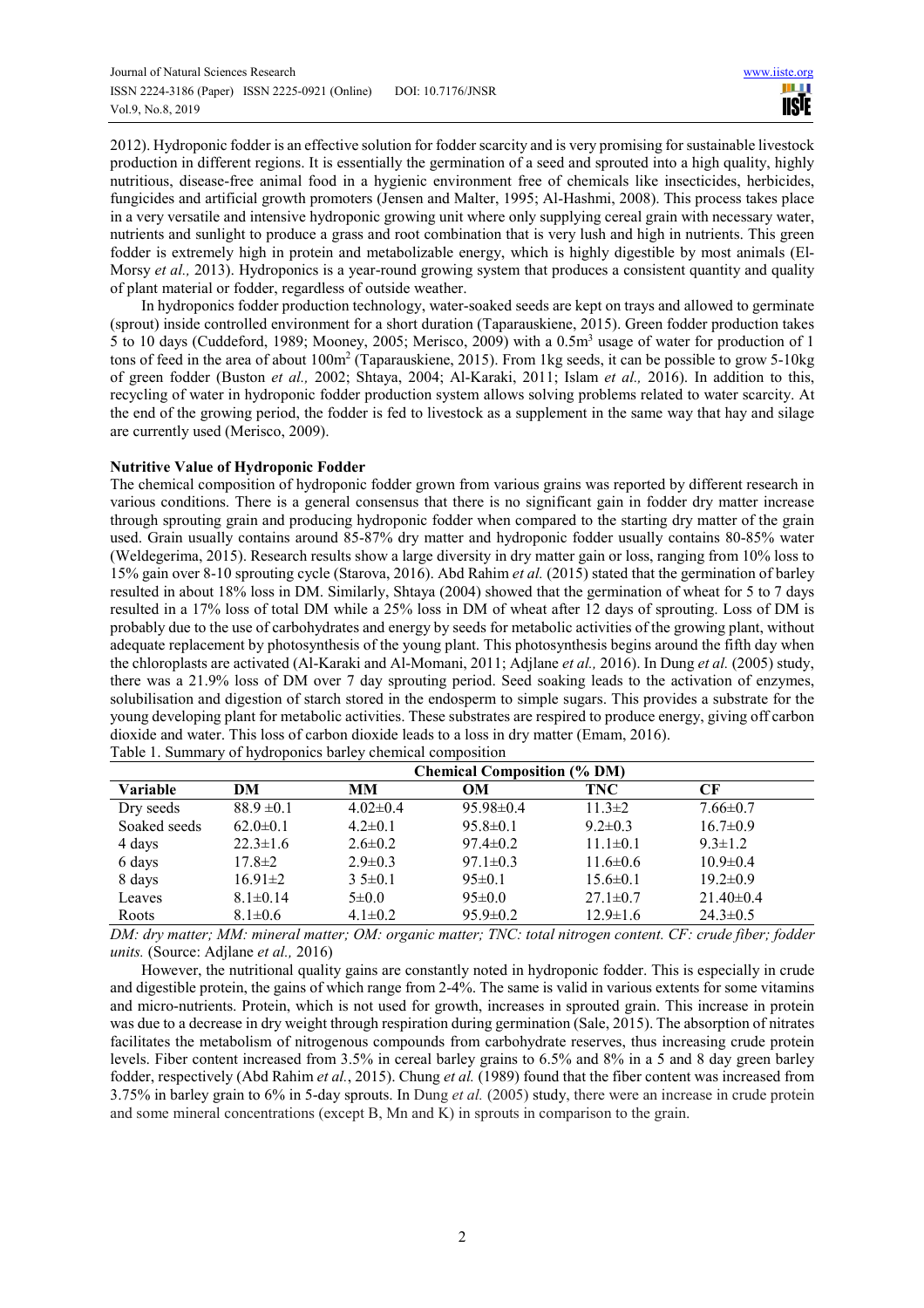2012). Hydroponic fodder is an effective solution for fodder scarcity and is very promising for sustainable livestock production in different regions. It is essentially the germination of a seed and sprouted into a high quality, highly nutritious, disease-free animal food in a hygienic environment free of chemicals like insecticides, herbicides, fungicides and artificial growth promoters (Jensen and Malter, 1995; Al-Hashmi, 2008). This process takes place in a very versatile and intensive hydroponic growing unit where only supplying cereal grain with necessary water, nutrients and sunlight to produce a grass and root combination that is very lush and high in nutrients. This green fodder is extremely high in protein and metabolizable energy, which is highly digestible by most animals (El-Morsy *et al.,* 2013). Hydroponics is a year-round growing system that produces a consistent quantity and quality of plant material or fodder, regardless of outside weather.

In hydroponics fodder production technology, water-soaked seeds are kept on trays and allowed to germinate (sprout) inside controlled environment for a short duration (Taparauskiene, 2015). Green fodder production takes 5 to 10 days (Cuddeford, 1989; Mooney, 2005; Merisco, 2009) with a 0.5m$^3$ usage of water for production of 1 tons of feed in the area of about 100m$^2$ (Taparauskiene, 2015). From 1kg seeds, it can be possible to grow 5-10kg of green fodder (Buston *et al.,* 2002; Shtaya, 2004; Al-Karaki, 2011; Islam *et al.,* 2016). In addition to this, recycling of water in hydroponic fodder production system allows solving problems related to water scarcity. At the end of the growing period, the fodder is fed to livestock as a supplement in the same way that hay and silage are currently used (Merisco, 2009).

**Nutritive Value of Hydroponic Fodder**

The chemical composition of hydroponic fodder grown from various grains was reported by different research in various conditions. There is a general consensus that there is no significant gain in fodder dry matter increase through sprouting grain and producing hydroponic fodder when compared to the starting dry matter of the grain used. Grain usually contains around 85-87% dry matter and hydroponic fodder usually contains 80-85% water (Weldegerima, 2015). Research results show a large diversity in dry matter gain or loss, ranging from 10% loss to 15% gain over 8-10 sprouting cycle (Starova, 2016). Abd Rahim *et al.* (2015) stated that the germination of barley resulted in about 18% loss in DM. Similarly, Shtaya (2004) showed that the germination of wheat for 5 to 7 days resulted in a 17% loss of total DM while a 25% loss in DM of wheat after 12 days of sprouting. Loss of DM is probably due to the use of carbohydrates and energy by seeds for metabolic activities of the growing plant, without adequate replacement by photosynthesis of the young plant. This photosynthesis begins around the fifth day when the chloroplasts are activated (Al-Karaki and Al-Momani, 2011; Adjlane *et al.,* 2016). In Dung *et al.* (2005) study, there was a 21.9% loss of DM over 7 day sprouting period. Seed soaking leads to the activation of enzymes, solubilisation and digestion of starch stored in the endosperm to simple sugars. This provides a substrate for the young developing plant for metabolic activities. These substrates are respired to produce energy, giving off carbon dioxide and water. This loss of carbon dioxide leads to a loss in dry matter (Emam, 2016).

Table 1. Summary of hydroponics barley chemical composition

| | Chemical Composition (% DM) | | | | |
|---|---|---|---|---|---|
| **Variable** | **DM** | **MM** | **OM** | **TNC** | **CF** |
| Dry seeds | 88.9 ±0.1 | 4.02±0.4 | 95.98±0.4 | 11.3±2 | 7.66±0.7 |
| Soaked seeds | 62.0±0.1 | 4.2±0.1 | 95.8±0.1 | 9.2±0.3 | 16.7±0.9 |
| 4 days | 22.3±1.6 | 2.6±0.2 | 97.4±0.2 | 11.1±0.1 | 9.3±1.2 |
| 6 days | 17.8±2 | 2.9±0.3 | 97.1±0.3 | 11.6±0.6 | 10.9±0.4 |
| 8 days | 16.91±2 | 3 5±0.1 | 95±0.1 | 15.6±0.1 | 19.2±0.9 |
| Leaves | 8.1±0.14 | 5±0.0 | 95±0.0 | 27.1±0.7 | 21.40±0.4 |
| Roots | 8.1±0.6 | 4.1±0.2 | 95.9±0.2 | 12.9±1.6 | 24.3±0.5 |

*DM: dry matter; MM: mineral matter; OM: organic matter; TNC: total nitrogen content. CF: crude fiber; fodder units.* (Source: Adjlane *et al.,* 2016)

However, the nutritional quality gains are constantly noted in hydroponic fodder. This is especially in crude and digestible protein, the gains of which range from 2-4%. The same is valid in various extents for some vitamins and micro-nutrients. Protein, which is not used for growth, increases in sprouted grain. This increase in protein was due to a decrease in dry weight through respiration during germination (Sale, 2015). The absorption of nitrates facilitates the metabolism of nitrogenous compounds from carbohydrate reserves, thus increasing crude protein levels. Fiber content increased from 3.5% in cereal barley grains to 6.5% and 8% in a 5 and 8 day green barley fodder, respectively (Abd Rahim *et al.*, 2015). Chung *et al.* (1989) found that the fiber content was increased from 3.75% in barley grain to 6% in 5-day sprouts. In Dung *et al.* (2005) study, there were an increase in crude protein and some mineral concentrations (except B, Mn and K) in sprouts in comparison to the grain.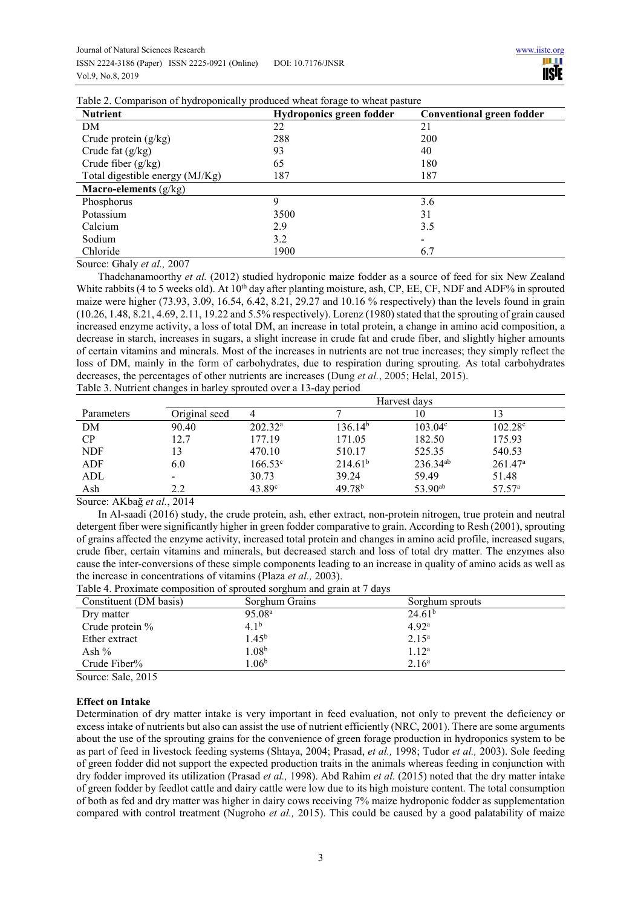Table 2. Comparison of hydroponically produced wheat forage to wheat pasture

| Nutrient | Hydroponics green fodder | Conventional green fodder |
|---|---|---|
| DM | 22 | 21 |
| Crude protein (g/kg) | 288 | 200 |
| Crude fat (g/kg) | 93 | 40 |
| Crude fiber (g/kg) | 65 | 180 |
| Total digestible energy (MJ/Kg) | 187 | 187 |
| **Macro-elements** (g/kg) | | |
| Phosphorus | 9 | 3.6 |
| Potassium | 3500 | 31 |
| Calcium | 2.9 | 3.5 |
| Sodium | 3.2 | - |
| Chloride | 1900 | 6.7 |

Source: Ghaly *et al.,* 2007

Thadchanamoorthy *et al.* (2012) studied hydroponic maize fodder as a source of feed for six New Zealand White rabbits (4 to 5 weeks old). At 10th day after planting moisture, ash, CP, EE, CF, NDF and ADF% in sprouted maize were higher (73.93, 3.09, 16.54, 6.42, 8.21, 29.27 and 10.16 % respectively) than the levels found in grain (10.26, 1.48, 8.21, 4.69, 2.11, 19.22 and 5.5% respectively). Lorenz (1980) stated that the sprouting of grain caused increased enzyme activity, a loss of total DM, an increase in total protein, a change in amino acid composition, a decrease in starch, increases in sugars, a slight increase in crude fat and crude fiber, and slightly higher amounts of certain vitamins and minerals. Most of the increases in nutrients are not true increases; they simply reflect the loss of DM, mainly in the form of carbohydrates, due to respiration during sprouting. As total carbohydrates decreases, the percentages of other nutrients are increases (Dung *et al.*, 2005; Helal, 2015).

Table 3. Nutrient changes in barley sprouted over a 13-day period

| Parameters | Original seed | Harvest days | | | |
|---|---|---|---|---|---|
| | | 4 | 7 | 10 | 13 |
| DM | 90.40 | 202.32[a] | 136.14[b] | 103.04[c] | 102.28[c] |
| CP | 12.7 | 177.19 | 171.05 | 182.50 | 175.93 |
| NDF | 13 | 470.10 | 510.17 | 525.35 | 540.53 |
| ADF | 6.0 | 166.53[c] | 214.61[b] | 236.34[ab] | 261.47[a] |
| ADL | - | 30.73 | 39.24 | 59.49 | 51.48 |
| Ash | 2.2 | 43.89[c] | 49.78[b] | 53.90[ab] | 57.57[a] |

Source: AKbağ *et al.*, 2014

In Al-saadi (2016) study, the crude protein, ash, ether extract, non-protein nitrogen, true protein and neutral detergent fiber were significantly higher in green fodder comparative to grain. According to Resh (2001), sprouting of grains affected the enzyme activity, increased total protein and changes in amino acid profile, increased sugars, crude fiber, certain vitamins and minerals, but decreased starch and loss of total dry matter. The enzymes also cause the inter-conversions of these simple components leading to an increase in quality of amino acids as well as the increase in concentrations of vitamins (Plaza *et al.,* 2003).

Table 4. Proximate composition of sprouted sorghum and grain at 7 days

| Constituent (DM basis) | Sorghum Grains | Sorghum sprouts |
|---|---|---|
| Dry matter | 95.08[a] | 24.61[b] |
| Crude protein % | 4.1[b] | 4.92[a] |
| Ether extract | 1.45[b] | 2.15[a] |
| Ash % | 1.08[b] | 1.12[a] |
| Crude Fiber% | 1.06[b] | 2.16[a] |

Source: Sale, 2015

**Effect on Intake**

Determination of dry matter intake is very important in feed evaluation, not only to prevent the deficiency or excess intake of nutrients but also can assist the use of nutrient efficiently (NRC, 2001). There are some arguments about the use of the sprouting grains for the convenience of green forage production in hydroponics system to be as part of feed in livestock feeding systems (Shtaya, 2004; Prasad, *et al.,* 1998; Tudor *et al.,* 2003). Sole feeding of green fodder did not support the expected production traits in the animals whereas feeding in conjunction with dry fodder improved its utilization (Prasad *et al.,* 1998). Abd Rahim *et al.* (2015) noted that the dry matter intake of green fodder by feedlot cattle and dairy cattle were low due to its high moisture content. The total consumption of both as fed and dry matter was higher in dairy cows receiving 7% maize hydroponic fodder as supplementation compared with control treatment (Nugroho *et al.,* 2015). This could be caused by a good palatability of maize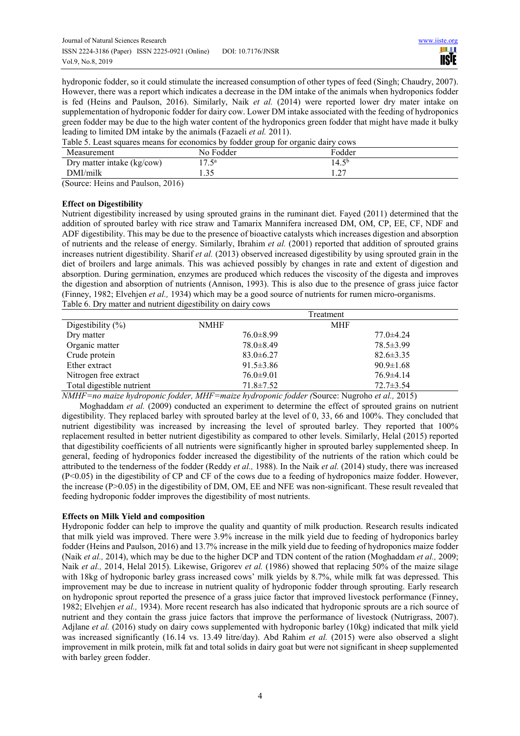hydroponic fodder, so it could stimulate the increased consumption of other types of feed (Singh; Chaudry, 2007). However, there was a report which indicates a decrease in the DM intake of the animals when hydroponics fodder is fed (Heins and Paulson, 2016). Similarly, Naik *et al.* (2014) were reported lower dry mater intake on supplementation of hydroponic fodder for dairy cow. Lower DM intake associated with the feeding of hydroponics green fodder may be due to the high water content of the hydroponics green fodder that might have made it bulky leading to limited DM intake by the animals (Fazaeli *et al.* 2011).

Table 5. Least squares means for economics by fodder group for organic dairy cows

| Measurement | No Fodder | Fodder |
|---|---|---|
| Dry matter intake (kg/cow) | $17.5^{a}$ | $14.5^{b}$ |
| DMI/milk | 1.35 | 1.27 |

(Source: Heins and Paulson, 2016)

**Effect on Digestibility**

Nutrient digestibility increased by using sprouted grains in the ruminant diet. Fayed (2011) determined that the addition of sprouted barley with rice straw and Tamarix Mannifera increased DM, OM, CP, EE, CF, NDF and ADF digestibility. This may be due to the presence of bioactive catalysts which increases digestion and absorption of nutrients and the release of energy. Similarly, Ibrahim *et al.* (2001) reported that addition of sprouted grains increases nutrient digestibility. Sharif *et al.* (2013) observed increased digestibility by using sprouted grain in the diet of broilers and large animals. This was achieved possibly by changes in rate and extent of digestion and absorption. During germination, enzymes are produced which reduces the viscosity of the digesta and improves the digestion and absorption of nutrients (Annison, 1993). This is also due to the presence of grass juice factor (Finney, 1982; Elvehjen *et al.,* 1934) which may be a good source of nutrients for rumen micro-organisms.

Table 6. Dry matter and nutrient digestibility on dairy cows

| | Treatment | |
|---|---|---|
| Digestibility (%) | NMHF | MHF |
| Dry matter | 76.0±8.99 | 77.0±4.24 |
| Organic matter | 78.0±8.49 | 78.5±3.99 |
| Crude protein | 83.0±6.27 | 82.6±3.35 |
| Ether extract | 91.5±3.86 | 90.9±1.68 |
| Nitrogen free extract | 76.0±9.01 | 76.9±4.14 |
| Total digestible nutrient | 71.8±7.52 | 72.7±3.54 |

*NMHF=no maize hydroponic fodder, MHF=maize hydroponic fodder (*Source: Nugroho *et al.,* 2015)

Moghaddam *et al.* (2009) conducted an experiment to determine the effect of sprouted grains on nutrient digestibility. They replaced barley with sprouted barley at the level of 0, 33, 66 and 100%. They concluded that nutrient digestibility was increased by increasing the level of sprouted barley. They reported that 100% replacement resulted in better nutrient digestibility as compared to other levels. Similarly, Helal (2015) reported that digestibility coefficients of all nutrients were significantly higher in sprouted barley supplemented sheep. In general, feeding of hydroponics fodder increased the digestibility of the nutrients of the ration which could be attributed to the tenderness of the fodder (Reddy *et al.,* 1988). In the Naik *et al.* (2014) study, there was increased ($P<0.05$) in the digestibility of CP and CF of the cows due to a feeding of hydroponics maize fodder. However, the increase ($P>0.05$) in the digestibility of DM, OM, EE and NFE was non-significant. These result revealed that feeding hydroponic fodder improves the digestibility of most nutrients.

**Effects on Milk Yield and composition**

Hydroponic fodder can help to improve the quality and quantity of milk production. Research results indicated that milk yield was improved. There were 3.9% increase in the milk yield due to feeding of hydroponics barley fodder (Heins and Paulson, 2016) and 13.7% increase in the milk yield due to feeding of hydroponics maize fodder (Naik *et al.,* 2014), which may be due to the higher DCP and TDN content of the ration (Moghaddam *et al.,* 2009; Naik *et al.,* 2014, Helal 2015). Likewise, Grigorev *et al.* (1986) showed that replacing 50% of the maize silage with 18kg of hydroponic barley grass increased cows' milk yields by 8.7%, while milk fat was depressed. This improvement may be due to increase in nutrient quality of hydroponic fodder through sprouting. Early research on hydroponic sprout reported the presence of a grass juice factor that improved livestock performance (Finney, 1982; Elvehjen *et al.,* 1934). More recent research has also indicated that hydroponic sprouts are a rich source of nutrient and they contain the grass juice factors that improve the performance of livestock (Nutrigrass, 2007). Adjlane *et al.* (2016) study on dairy cows supplemented with hydroponic barley (10kg) indicated that milk yield was increased significantly (16.14 vs. 13.49 litre/day). Abd Rahim *et al.* (2015) were also observed a slight improvement in milk protein, milk fat and total solids in dairy goat but were not significant in sheep supplemented with barley green fodder.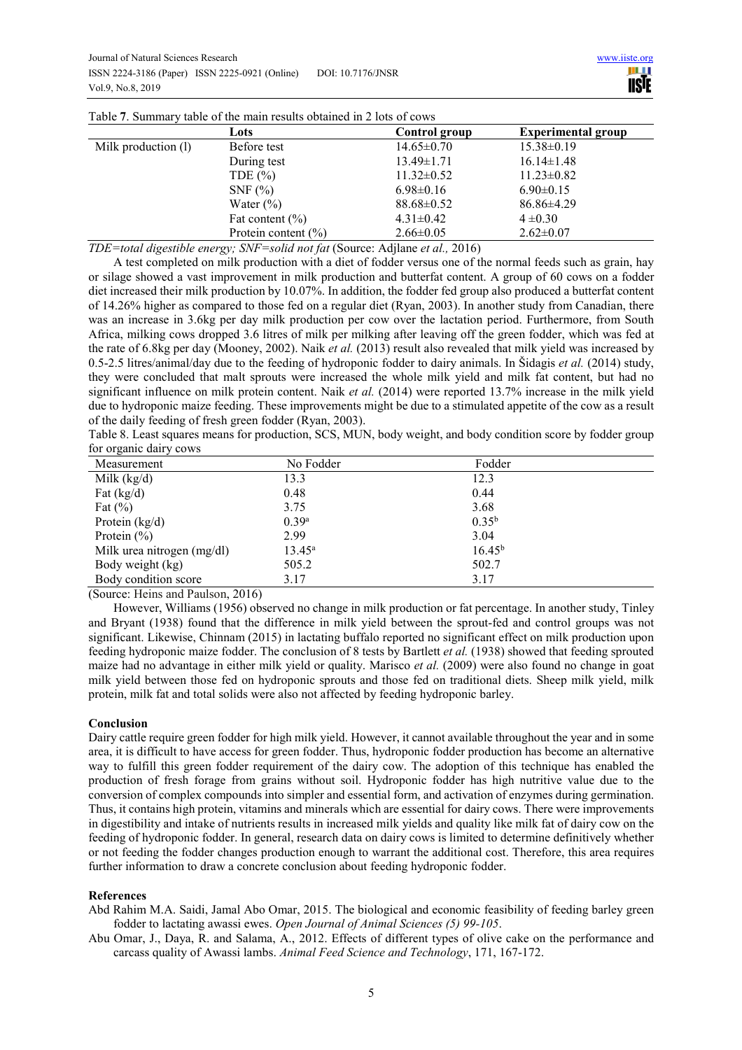Table **7**. Summary table of the main results obtained in 2 lots of cows

| | Lots | Control group | Experimental group |
|---|---|---|---|
| Milk production (l) | Before test | 14.65±0.70 | 15.38±0.19 |
| | During test | 13.49±1.71 | 16.14±1.48 |
| | TDE (%) | 11.32±0.52 | 11.23±0.82 |
| | SNF (%) | 6.98±0.16 | 6.90±0.15 |
| | Water (%) | 88.68±0.52 | 86.86±4.29 |
| | Fat content (%) | 4.31±0.42 | 4 ±0.30 |
| | Protein content (%) | 2.66±0.05 | 2.62±0.07 |

*TDE=total digestible energy; SNF=solid not fat* (Source: Adjlane *et al.,* 2016)

A test completed on milk production with a diet of fodder versus one of the normal feeds such as grain, hay or silage showed a vast improvement in milk production and butterfat content. A group of 60 cows on a fodder diet increased their milk production by 10.07%. In addition, the fodder fed group also produced a butterfat content of 14.26% higher as compared to those fed on a regular diet (Ryan, 2003). In another study from Canadian, there was an increase in 3.6kg per day milk production per cow over the lactation period. Furthermore, from South Africa, milking cows dropped 3.6 litres of milk per milking after leaving off the green fodder, which was fed at the rate of 6.8kg per day (Mooney, 2002). Naik *et al.* (2013) result also revealed that milk yield was increased by 0.5-2.5 litres/animal/day due to the feeding of hydroponic fodder to dairy animals. In Šidagis *et al.* (2014) study, they were concluded that malt sprouts were increased the whole milk yield and milk fat content, but had no significant influence on milk protein content. Naik *et al.* (2014) were reported 13.7% increase in the milk yield due to hydroponic maize feeding. These improvements might be due to a stimulated appetite of the cow as a result of the daily feeding of fresh green fodder (Ryan, 2003).

Table 8. Least squares means for production, SCS, MUN, body weight, and body condition score by fodder group for organic dairy cows

| Measurement | No Fodder | Fodder |
|---|---|---|
| Milk (kg/d) | 13.3 | 12.3 |
| Fat (kg/d) | 0.48 | 0.44 |
| Fat (%) | 3.75 | 3.68 |
| Protein (kg/d) | 0.39[a] | 0.35[b] |
| Protein (%) | 2.99 | 3.04 |
| Milk urea nitrogen (mg/dl) | 13.45[a] | 16.45[b] |
| Body weight (kg) | 505.2 | 502.7 |
| Body condition score | 3.17 | 3.17 |

(Source: Heins and Paulson, 2016)

However, Williams (1956) observed no change in milk production or fat percentage. In another study, Tinley and Bryant (1938) found that the difference in milk yield between the sprout-fed and control groups was not significant. Likewise, Chinnam (2015) in lactating buffalo reported no significant effect on milk production upon feeding hydroponic maize fodder. The conclusion of 8 tests by Bartlett *et al.* (1938) showed that feeding sprouted maize had no advantage in either milk yield or quality. Marisco *et al.* (2009) were also found no change in goat milk yield between those fed on hydroponic sprouts and those fed on traditional diets. Sheep milk yield, milk protein, milk fat and total solids were also not affected by feeding hydroponic barley.

## Conclusion

Dairy cattle require green fodder for high milk yield. However, it cannot available throughout the year and in some area, it is difficult to have access for green fodder. Thus, hydroponic fodder production has become an alternative way to fulfill this green fodder requirement of the dairy cow. The adoption of this technique has enabled the production of fresh forage from grains without soil. Hydroponic fodder has high nutritive value due to the conversion of complex compounds into simpler and essential form, and activation of enzymes during germination. Thus, it contains high protein, vitamins and minerals which are essential for dairy cows. There were improvements in digestibility and intake of nutrients results in increased milk yields and quality like milk fat of dairy cow on the feeding of hydroponic fodder. In general, research data on dairy cows is limited to determine definitively whether or not feeding the fodder changes production enough to warrant the additional cost. Therefore, this area requires further information to draw a concrete conclusion about feeding hydroponic fodder.

## References

Abd Rahim M.A. Saidi, Jamal Abo Omar, 2015. The biological and economic feasibility of feeding barley green fodder to lactating awassi ewes. *Open Journal of Animal Sciences (5) 99-105*.

Abu Omar, J., Daya, R. and Salama, A., 2012. Effects of different types of olive cake on the performance and carcass quality of Awassi lambs. *Animal Feed Science and Technology*, 171, 167-172.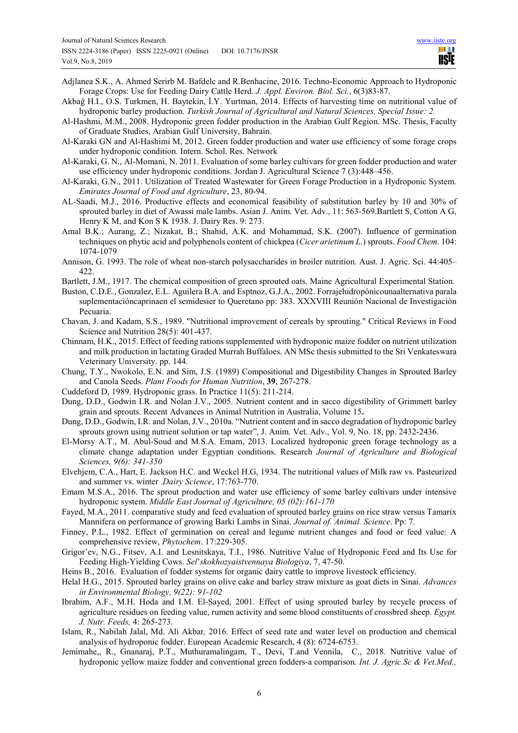Adjlanea S.K., A. Ahmed Serirb M. Bafdelc and R.Benhacine, 2016. Techno-Economic Approach to Hydroponic Forage Crops: Use for Feeding Dairy Cattle Herd. *J. Appl. Environ. Biol. Sci.*, 6(3)83-87.

Akbağ H.I., O.S. Turkmen, H. Baytekin, İ.Y. Yurtman, 2014. Effects of harvesting time on nutritional value of hydroponic barley production. *Turkish Journal of Agricultural and Natural Sciences, Special Issue: 2.*

Al-Hashmi, M.M., 2008. Hydroponic green fodder production in the Arabian Gulf Region. MSc. Thesis, Faculty of Graduate Studies, Arabian Gulf University, Bahrain.

Al-Karaki GN and Al-Hashimi M, 2012. Green fodder production and water use efficiency of some forage crops under hydroponic condition. Intern. Schol. Res. Network

Al-Karaki, G. N., Al-Momani, N. 2011. Evaluation of some barley cultivars for green fodder production and water use efficiency under hydroponic conditions. Jordan J. Agricultural Science 7 (3):448–456.

Al-Karaki, G.N., 2011. Utilization of Treated Wastewater for Green Forage Production in a Hydroponic System. *Emirates Journal of Food and Agriculture*, 23, 80-94.

AL-Saadi, M.J., 2016. Productive effects and economical feasibility of substitution barley by 10 and 30% of sprouted barley in diet of Awassi male lambs. Asian J. Anim. Vet. Adv., 11: 563-569.Bartlett S, Cotton A G, Henry K M, and Kon S K 1938. J. Dairy Res. 9: 273.

Amal B.K.; Aurang, Z.; Nizakat, B.; Shahid, A.K. and Mohammad, S.K. (2007). Influence of germination techniques on phytic acid and polyphenols content of chickpea (*Cicer arietinum L*.) sprouts. *Food Chem.* 104: 1074-1079

Annison, G. 1993. The role of wheat non-starch polysaccharides in broiler nutrition. Aust. J. Agric. Sci. 44:405–422.

Bartlett, J.M., 1917. The chemical composition of green sprouted oats. Maine Agricultural Experimental Station.

Buston, C.D.E., Gonzalez, E.L. Aguilera B.A. and Esptnoz, G.J.A., 2002. Forrajehidropónicounaalternativa parala suplementacióncaprinaen el semidesier to Queretano pp: 383. XXXVIII Reunión Nacional de Investigación Pecuaria.

Chavan, J. and Kadam, S.S., 1989. "Nutritional improvement of cereals by sprouting." Critical Reviews in Food Science and Nutrition 28(5): 401-437.

Chinnam, H.K., 2015. Effect of feeding rations supplemented with hydroponic maize fodder on nutrient utilization and milk production in lactating Graded Murrah Buffaloes. AN MSc thesis submitted to the Sri Venkateswara Veterinary University. pp. 144.

Chung, T.Y., Nwokolo, E.N. and Sim, J.S. (1989) Compositional and Digestibility Changes in Sprouted Barley and Canola Seeds. *Plant Foods for Human Nutrition*, **39**, 267-278.

Cuddeford D, 1989. Hydroponic grass. In Practice 11(5): 211-214.

Dung, D.D., Godwin I.R. and Nolan J.V., 2005. Nutrient content and in sacco digestibility of Grimmett barley grain and sprouts. Recent Advances in Animal Nutrition in Australia, Volume 15**.**

Dung, D.D., Godwin, I.R. and Nolan, J.V., 2010a. "Nutrient content and in sacco degradation of hydroponic barley sprouts grown using nutrient solution or tap water", J. Anim. Vet. Adv., Vol. 9, No. 18, pp. 2432-2436.

El-Morsy A.T., M. Abul-Soud and M.S.A. Emam, 2013. Localized hydroponic green forage technology as a climate change adaptation under Egyptian conditions. Research *Journal of Agriculture and Biological Sciences, 9(6): 341-350*

Elvehjem, C.A., Hart, E. Jackson H.C. and Weckel H.G, 1934. The nutritional values of Milk raw vs. Pasteurized and summer vs. winter .*Dairy Science*, 17:763-770.

Emam M.S.A., 2016. The sprout production and water use efficiency of some barley cultivars under intensive hydroponic system. *Middle East Journal of Agriculture, 05 (02):161-170*

Fayed, M.A., 2011. comparative study and feed evaluation of sprouted barley grains on rice straw versus Tamarix Mannifera on performance of growing Barki Lambs in Sinai. *Journal of. Animal. Science*. Pp: 7.

Finney, P.L., 1982. Effect of germination on cereal and legume nutrient changes and food or feed value: A comprehensive review, *Phytochem*. 17:229-305.

Grigor'ev, N.G., Fitsev, A.I. and Lesnitskaya, T.I., 1986. Nutritive Value of Hydroponic Feed and Its Use for Feeding High-Yielding Cows. *Sel'skokhozyaistvennaya Biologiya*, 7, 47-50.

Heins B., 2016. Evaluation of fodder systems for organic dairy cattle to improve livestock efficiency.

Helal H.G., 2015. Sprouted barley grains on olive cake and barley straw mixture as goat diets in Sinai. *Advances in Environmental Biology, 9(22): 91-102*

Ibrahim, A.F., M.H. Hoda and I.M. El-Sayed, 2001. Effect of using sprouted barley by recycle process of agriculture residues on feeding value, rumen activity and some blood constituents of crossbred sheep. *Egypt. J. Nutr. Feeds,* 4: 265-273.

Islam, R., Nabilah Jalal, Md. Ali Akbar*,* 2016. Effect of seed rate and water level on production and chemical analysis of hydroponic fodder. European Academic Research, 4 (8): 6724-6753.

Jemimahe,, R., Gnanaraj, P.T., Muthuramalingam, T., Devi, T.and Vennila, C., 2018. Nutritive value of hydroponic yellow maize fodder and conventional green fodders-a comparison. *Int. J. Agric.Sc & Vet.Med.,*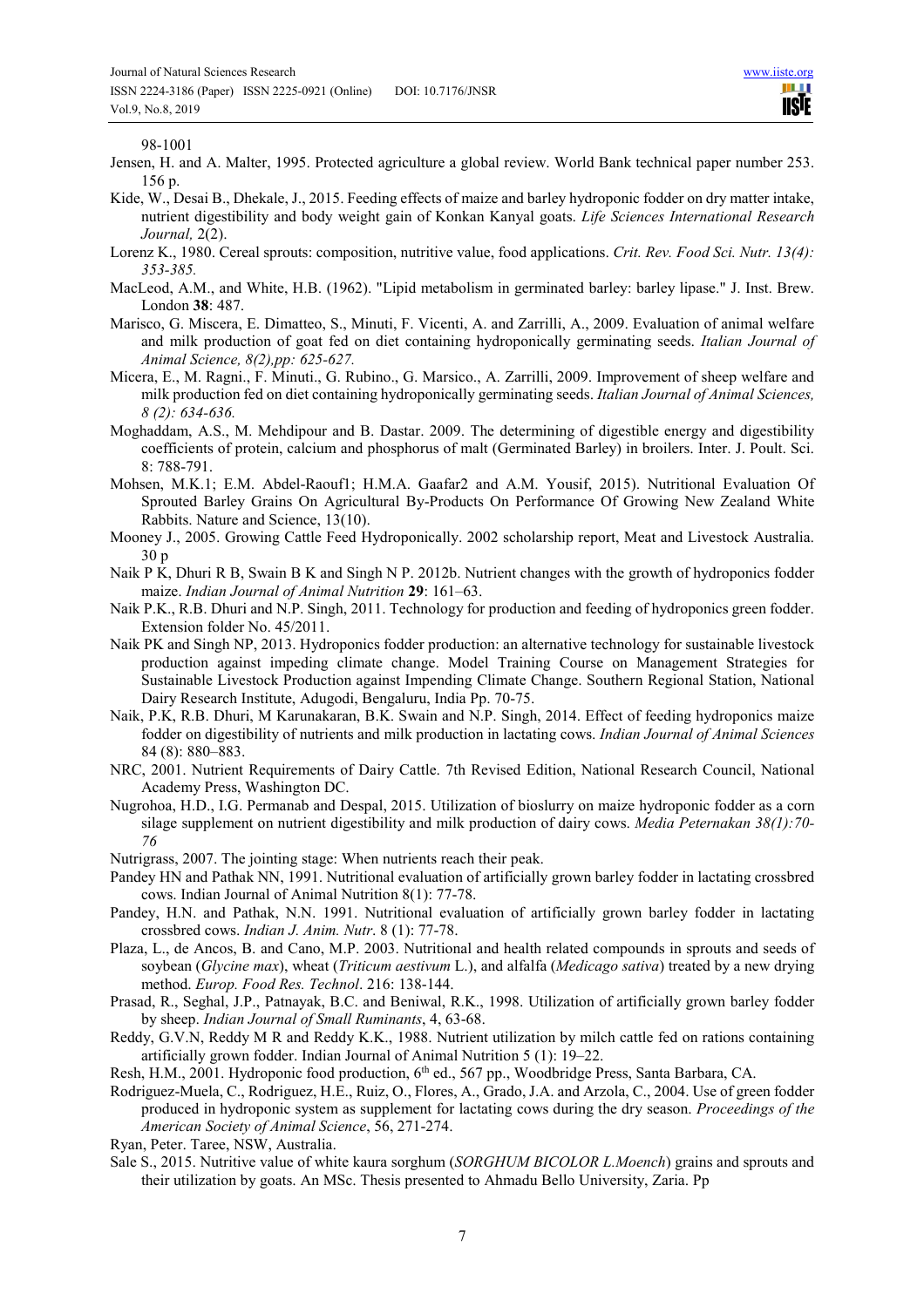98-1001

Jensen, H. and A. Malter, 1995. Protected agriculture a global review. World Bank technical paper number 253. 156 p.

Kide, W., Desai B., Dhekale, J., 2015. Feeding effects of maize and barley hydroponic fodder on dry matter intake, nutrient digestibility and body weight gain of Konkan Kanyal goats. *Life Sciences International Research Journal,* 2(2).

Lorenz K., 1980. Cereal sprouts: composition, nutritive value, food applications. *Crit. Rev. Food Sci. Nutr. 13(4): 353-385.*

MacLeod, A.M., and White, H.B. (1962). "Lipid metabolism in germinated barley: barley lipase." J. Inst. Brew. London **38**: 487.

Marisco, G. Miscera, E. Dimatteo, S., Minuti, F. Vicenti, A. and Zarrilli, A., 2009. Evaluation of animal welfare and milk production of goat fed on diet containing hydroponically germinating seeds. *Italian Journal of Animal Science, 8(2),pp: 625-627.*

Micera, E., M. Ragni., F. Minuti., G. Rubino., G. Marsico., A. Zarrilli, 2009. Improvement of sheep welfare and milk production fed on diet containing hydroponically germinating seeds. *Italian Journal of Animal Sciences, 8 (2): 634-636.*

Moghaddam, A.S., M. Mehdipour and B. Dastar. 2009. The determining of digestible energy and digestibility coefficients of protein, calcium and phosphorus of malt (Germinated Barley) in broilers. Inter. J. Poult. Sci. 8: 788-791.

Mohsen, M.K.1; E.M. Abdel-Raouf1; H.M.A. Gaafar2 and A.M. Yousif, 2015). Nutritional Evaluation Of Sprouted Barley Grains On Agricultural By-Products On Performance Of Growing New Zealand White Rabbits. Nature and Science, 13(10).

Mooney J., 2005. Growing Cattle Feed Hydroponically. 2002 scholarship report, Meat and Livestock Australia. 30 p

Naik P K, Dhuri R B, Swain B K and Singh N P. 2012b. Nutrient changes with the growth of hydroponics fodder maize. *Indian Journal of Animal Nutrition* **29**: 161–63.

Naik P.K., R.B. Dhuri and N.P. Singh, 2011. Technology for production and feeding of hydroponics green fodder. Extension folder No. 45/2011.

Naik PK and Singh NP, 2013. Hydroponics fodder production: an alternative technology for sustainable livestock production against impeding climate change. Model Training Course on Management Strategies for Sustainable Livestock Production against Impending Climate Change. Southern Regional Station, National Dairy Research Institute, Adugodi, Bengaluru, India Pp. 70-75.

Naik, P.K, R.B. Dhuri, M Karunakaran, B.K. Swain and N.P. Singh, 2014. Effect of feeding hydroponics maize fodder on digestibility of nutrients and milk production in lactating cows. *Indian Journal of Animal Sciences* 84 (8): 880–883.

NRC, 2001. Nutrient Requirements of Dairy Cattle. 7th Revised Edition, National Research Council, National Academy Press, Washington DC.

Nugrohoa, H.D., I.G. Permanab and Despal, 2015. Utilization of bioslurry on maize hydroponic fodder as a corn silage supplement on nutrient digestibility and milk production of dairy cows. *Media Peternakan 38(1):70-76*

Nutrigrass, 2007. The jointing stage: When nutrients reach their peak.

Pandey HN and Pathak NN, 1991. Nutritional evaluation of artificially grown barley fodder in lactating crossbred cows. Indian Journal of Animal Nutrition 8(1): 77-78.

Pandey, H.N. and Pathak, N.N. 1991. Nutritional evaluation of artificially grown barley fodder in lactating crossbred cows. *Indian J. Anim. Nutr*. 8 (1): 77-78.

Plaza, L., de Ancos, B. and Cano, M.P. 2003. Nutritional and health related compounds in sprouts and seeds of soybean (*Glycine max*), wheat (*Triticum aestivum* L.), and alfalfa (*Medicago sativa*) treated by a new drying method. *Europ. Food Res. Technol*. 216: 138-144.

Prasad, R., Seghal, J.P., Patnayak, B.C. and Beniwal, R.K., 1998. Utilization of artificially grown barley fodder by sheep. *Indian Journal of Small Ruminants*, 4, 63-68.

Reddy, G.V.N, Reddy M R and Reddy K.K., 1988. Nutrient utilization by milch cattle fed on rations containing artificially grown fodder. Indian Journal of Animal Nutrition 5 (1): 19–22.

Resh, H.M., 2001. Hydroponic food production, 6th ed., 567 pp., Woodbridge Press, Santa Barbara, CA.

Rodriguez-Muela, C., Rodriguez, H.E., Ruiz, O., Flores, A., Grado, J.A. and Arzola, C., 2004. Use of green fodder produced in hydroponic system as supplement for lactating cows during the dry season. *Proceedings of the American Society of Animal Science*, 56, 271-274.

Ryan, Peter. Taree, NSW, Australia.

Sale S., 2015. Nutritive value of white kaura sorghum (*SORGHUM BICOLOR L.Moench*) grains and sprouts and their utilization by goats. An MSc. Thesis presented to Ahmadu Bello University, Zaria. Pp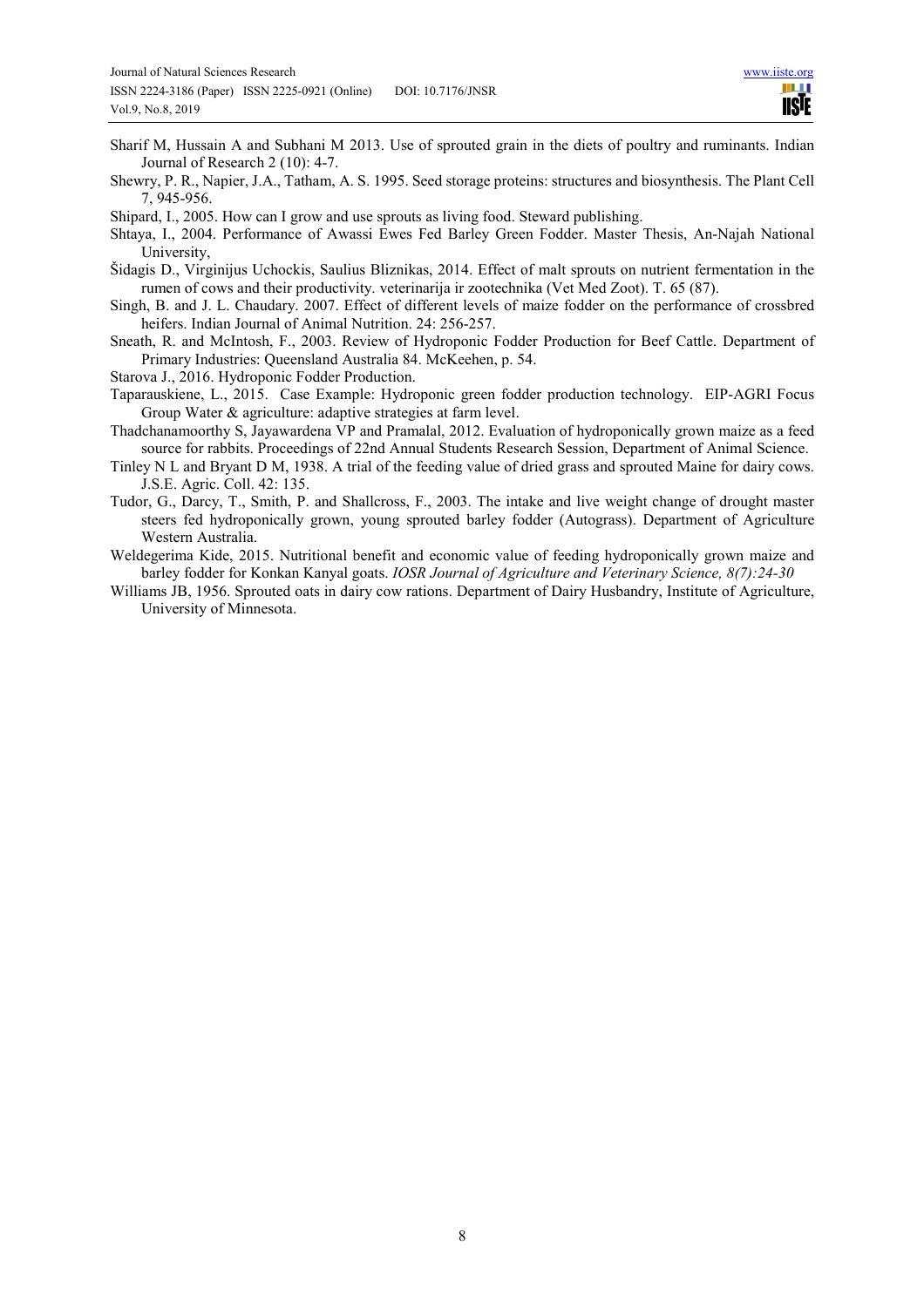Sharif M, Hussain A and Subhani M 2013. Use of sprouted grain in the diets of poultry and ruminants. Indian Journal of Research 2 (10): 4-7.

Shewry, P. R., Napier, J.A., Tatham, A. S. 1995. Seed storage proteins: structures and biosynthesis. The Plant Cell 7, 945-956.

Shipard, I., 2005. How can I grow and use sprouts as living food. Steward publishing.

Shtaya, I., 2004. Performance of Awassi Ewes Fed Barley Green Fodder. Master Thesis, An-Najah National University,

Šidagis D., Virginijus Uchockis, Saulius Bliznikas, 2014. Effect of malt sprouts on nutrient fermentation in the rumen of cows and their productivity. veterinarija ir zootechnika (Vet Med Zoot). T. 65 (87).

Singh, B. and J. L. Chaudary. 2007. Effect of different levels of maize fodder on the performance of crossbred heifers. Indian Journal of Animal Nutrition. 24: 256-257.

Sneath, R. and McIntosh, F., 2003. Review of Hydroponic Fodder Production for Beef Cattle. Department of Primary Industries: Queensland Australia 84. McKeehen, p. 54.

Starova J., 2016. Hydroponic Fodder Production.

Taparauskiene, L., 2015. Case Example: Hydroponic green fodder production technology. EIP-AGRI Focus Group Water & agriculture: adaptive strategies at farm level.

Thadchanamoorthy S, Jayawardena VP and Pramalal, 2012. Evaluation of hydroponically grown maize as a feed source for rabbits. Proceedings of 22nd Annual Students Research Session, Department of Animal Science.

Tinley N L and Bryant D M, 1938. A trial of the feeding value of dried grass and sprouted Maine for dairy cows. J.S.E. Agric. Coll. 42: 135.

Tudor, G., Darcy, T., Smith, P. and Shallcross, F., 2003. The intake and live weight change of drought master steers fed hydroponically grown, young sprouted barley fodder (Autograss). Department of Agriculture Western Australia.

Weldegerima Kide, 2015. Nutritional benefit and economic value of feeding hydroponically grown maize and barley fodder for Konkan Kanyal goats. *IOSR Journal of Agriculture and Veterinary Science, 8(7):24-30*

Williams JB, 1956. Sprouted oats in dairy cow rations. Department of Dairy Husbandry, Institute of Agriculture, University of Minnesota.